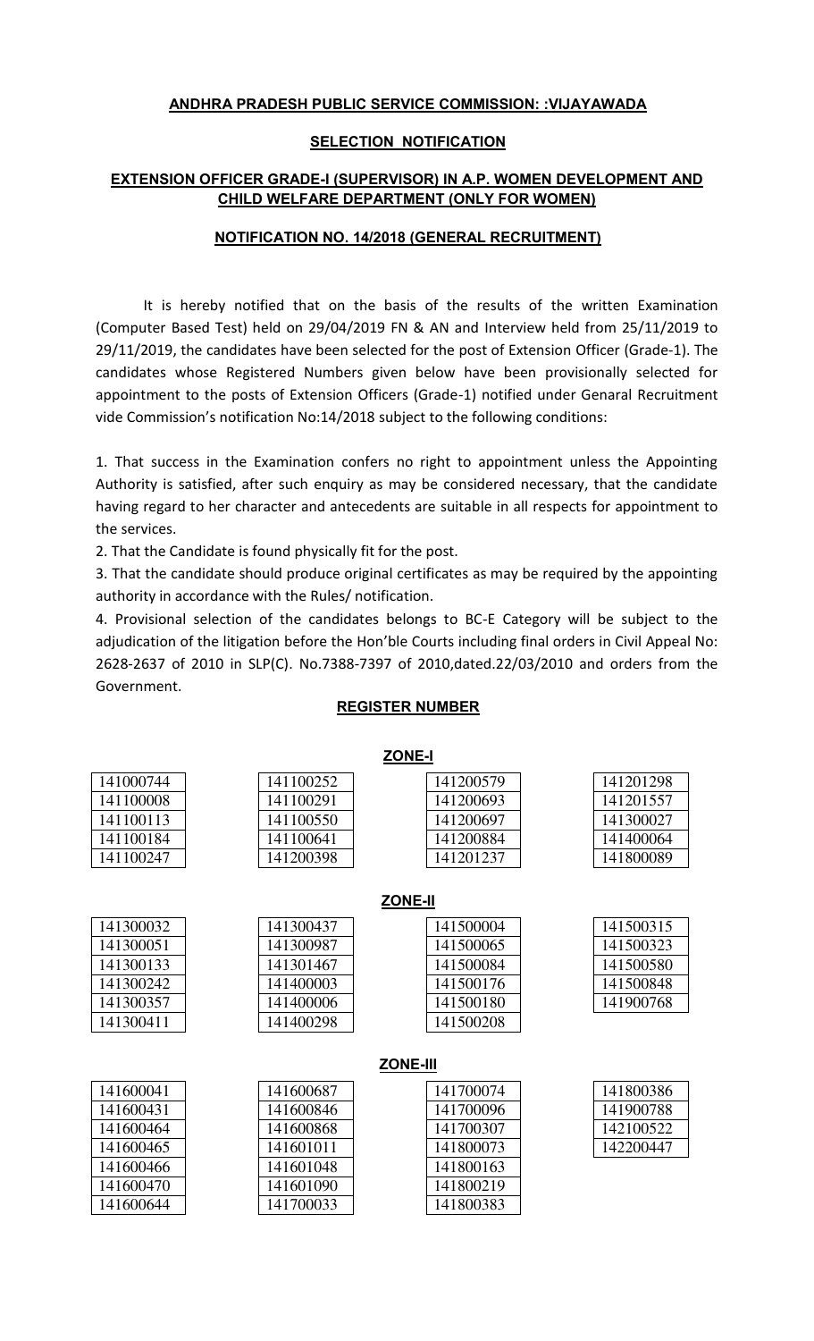## ANDHRA PRADESH PUBLIC SERVICE COMMISSION: :VIJAYAWADA

### SELECTION NOTIFICATION

### EXTENSION OFFICER GRADE-I (SUPERVISOR) IN A.P. WOMEN DEVELOPMENT AND CHILD WELFARE DEPARTMENT (ONLY FOR WOMEN)

### NOTIFICATION NO. 14/2018 (GENERAL RECRUITMENT)

It is hereby notified that on the basis of the results of the written Examination (Computer Based Test) held on 29/04/2019 FN & AN and Interview held from 25/11/2019 to 29/11/2019, the candidates have been selected for the post of Extension Officer (Grade-1). The candidates whose Registered Numbers given below have been provisionally selected for appointment to the posts of Extension Officers (Grade-1) notified under Genaral Recruitment vide Commission's notification No:14/2018 subject to the following conditions:

1. That success in the Examination confers no right to appointment unless the Appointing Authority is satisfied, after such enquiry as may be considered necessary, that the candidate having regard to her character and antecedents are suitable in all respects for appointment to the services.
2. That the Candidate is found physically fit for the post.
3. That the candidate should produce original certificates as may be required by the appointing authority in accordance with the Rules/ notification.
4. Provisional selection of the candidates belongs to BC-E Category will be subject to the adjudication of the litigation before the Hon'ble Courts including final orders in Civil Appeal No: 2628-2637 of 2010 in SLP(C). No.7388-7397 of 2010,dated.22/03/2010 and orders from the Government.

### REGISTER NUMBER

#### ZONE-I

| | | | |
|---|---|---|---|
| 141000744 | 141100252 | 141200579 | 141201298 |
| 141100008 | 141100291 | 141200693 | 141201557 |
| 141100113 | 141100550 | 141200697 | 141300027 |
| 141100184 | 141100641 | 141200884 | 141400064 |
| 141100247 | 141200398 | 141201237 | 141800089 |

#### ZONE-II

| | | | |
|---|---|---|---|
| 141300032 | 141300437 | 141500004 | 141500315 |
| 141300051 | 141300987 | 141500065 | 141500323 |
| 141300133 | 141301467 | 141500084 | 141500580 |
| 141300242 | 141400003 | 141500176 | 141500848 |
| 141300357 | 141400006 | 141500180 | 141900768 |
| 141300411 | 141400298 | 141500208 | |

#### ZONE-III

| | | | |
|---|---|---|---|
| 141600041 | 141600687 | 141700074 | 141800386 |
| 141600431 | 141600846 | 141700096 | 141900788 |
| 141600464 | 141600868 | 141700307 | 142100522 |
| 141600465 | 141601011 | 141800073 | 142200447 |
| 141600466 | 141601048 | 141800163 | |
| 141600470 | 141601090 | 141800219 | |
| 141600644 | 141700033 | 141800383 | |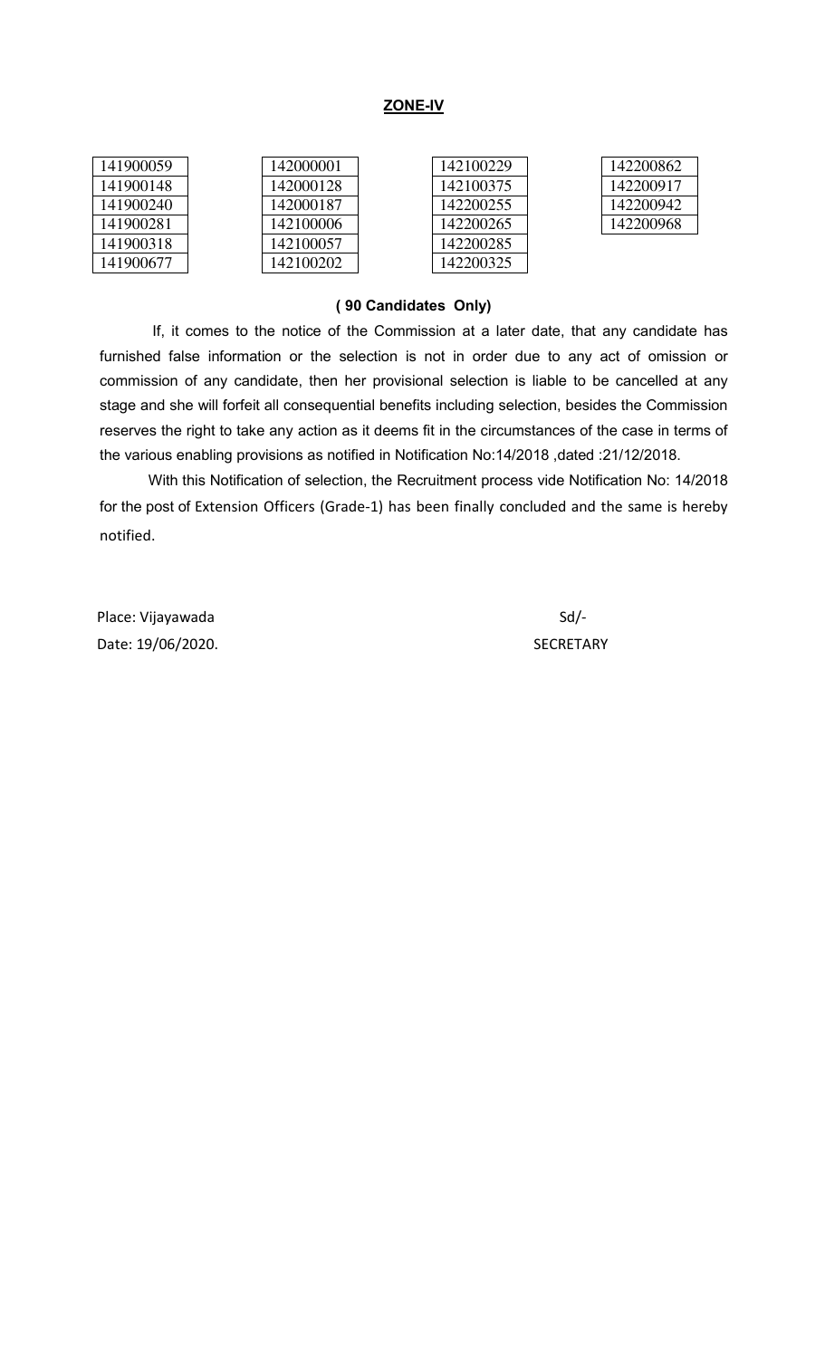## ZONE-IV

| | | | |
|---|---|---|---|
| 141900059 | 142000001 | 142100229 | 142200862 |
| 141900148 | 142000128 | 142100375 | 142200917 |
| 141900240 | 142000187 | 142200255 | 142200942 |
| 141900281 | 142100006 | 142200265 | 142200968 |
| 141900318 | 142100057 | 142200285 | |
| 141900677 | 142100202 | 142200325 | |

**( 90 Candidates Only)**

If, it comes to the notice of the Commission at a later date, that any candidate has furnished false information or the selection is not in order due to any act of omission or commission of any candidate, then her provisional selection is liable to be cancelled at any stage and she will forfeit all consequential benefits including selection, besides the Commission reserves the right to take any action as it deems fit in the circumstances of the case in terms of the various enabling provisions as notified in Notification No:14/2018 ,dated :21/12/2018.

With this Notification of selection, the Recruitment process vide Notification No: 14/2018 for the post of Extension Officers (Grade-1) has been finally concluded and the same is hereby notified.

Place: Vijayawada

Date: 19/06/2020.

Sd/-

SECRETARY